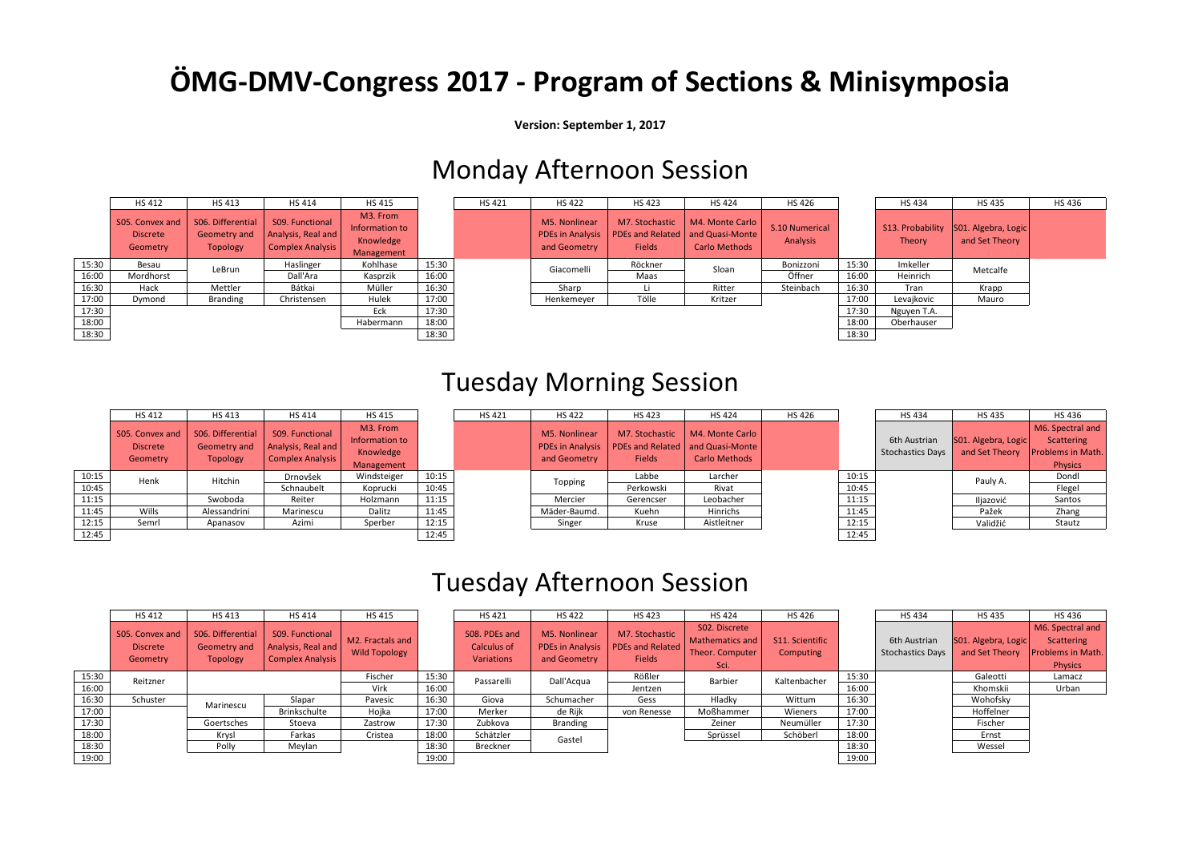# ÖMG-DMV-Congress 2017 - Program of Sections & Minisymposia

**Version: September 1, 2017**

## Monday Afternoon Session

| | HS 412 | HS 413 | HS 414 | HS 415 | | HS 421 | HS 422 | HS 423 | HS 424 | HS 426 | | HS 434 | HS 435 | HS 436 |
|---|---|---|---|---|---|---|---|---|---|---|---|---|---|---|
| | S05. Convex and Discrete Geometry | S06. Differential Geometry and Topology | S09. Functional Analysis, Real and Complex Analysis | M3. From Information to Knowledge Management | | | M5. Nonlinear PDEs in Analysis and Geometry | M7. Stochastic PDEs and Related Fields | M4. Monte Carlo and Quasi-Monte Carlo Methods | S.10 Numerical Analysis | | S13. Probability Theory | S01. Algebra, Logic and Set Theory | |
| 15:30 | Besau | LeBrun | Haslinger | Kohlhase | 15:30 | | Giacomelli | Röckner | Sloan | Bonizzoni | 15:30 | Imkeller | Metcalfe | |
| 16:00 | Mordhorst | | Dall'Ara | Kasprzik | 16:00 | | | Maas | | Öffner | 16:00 | Heinrich | | |
| 16:30 | Hack | Mettler | Bátkai | Müller | 16:30 | | Sharp | Li | Ritter | Steinbach | 16:30 | Tran | Krapp | |
| 17:00 | Dymond | Branding | Christensen | Hulek | 17:00 | | Henkemeyer | Tölle | Kritzer | | 17:00 | Levajkovic | Mauro | |
| 17:30 | | | | Eck | 17:30 | | | | | | 17:30 | Nguyen T.A. | | |
| 18:00 | | | | Habermann | 18:00 | | | | | | 18:00 | Oberhauser | | |
| 18:30 | | | | | 18:30 | | | | | | 18:30 | | | |

## Tuesday Morning Session

| | HS 412 | HS 413 | HS 414 | HS 415 | | HS 421 | HS 422 | HS 423 | HS 424 | HS 426 | | HS 434 | HS 435 | HS 436 |
|---|---|---|---|---|---|---|---|---|---|---|---|---|---|---|
| | S05. Convex and Discrete Geometry | S06. Differential Geometry and Topology | S09. Functional Analysis, Real and Complex Analysis | M3. From Information to Knowledge Management | | | M5. Nonlinear PDEs in Analysis and Geometry | M7. Stochastic PDEs and Related Fields | M4. Monte Carlo and Quasi-Monte Carlo Methods | | | 6th Austrian Stochastics Days | S01. Algebra, Logic and Set Theory | M6. Spectral and Scattering Problems in Math. Physics |
| 10:15 | Henk | Hitchin | Drnovšek | Windsteiger | 10:15 | | Topping | Labbe | Larcher | | 10:15 | | Pauly A. | Dondl |
| 10:45 | | | Schnaubelt | Koprucki | 10:45 | | | Perkowski | Rivat | | 10:45 | | | Flegel |
| 11:15 | | Swoboda | Reiter | Holzmann | 11:15 | | Mercier | Gerencser | Leobacher | | 11:15 | | Iljazović | Santos |
| 11:45 | Wills | Alessandrini | Marinescu | Dalitz | 11:45 | | Mäder-Baumd. | Kuehn | Hinrichs | | 11:45 | | Pažek | Zhang |
| 12:15 | Semrl | Apanasov | Azimi | Sperber | 12:15 | | Singer | Kruse | Aistleitner | | 12:15 | | Validžić | Stautz |
| 12:45 | | | | | 12:45 | | | | | | 12:45 | | | |

## Tuesday Afternoon Session

| | HS 412 | HS 413 | HS 414 | HS 415 | | HS 421 | HS 422 | HS 423 | HS 424 | HS 426 | | HS 434 | HS 435 | HS 436 |
|---|---|---|---|---|---|---|---|---|---|---|---|---|---|---|
| | S05. Convex and Discrete Geometry | S06. Differential Geometry and Topology | S09. Functional Analysis, Real and Complex Analysis | M2. Fractals and Wild Topology | | S08. PDEs and Calculus of Variations | M5. Nonlinear PDEs in Analysis and Geometry | M7. Stochastic PDEs and Related Fields | S02. Discrete Mathematics and Theor. Computer Sci. | S11. Scientific Computing | | 6th Austrian Stochastics Days | S01. Algebra, Logic and Set Theory | M6. Spectral and Scattering Problems in Math. Physics |
| 15:30 | Reitzner | | | Fischer | 15:30 | Passarelli | Dall'Acqua | Rößler | Barbier | Kaltenbacher | 15:30 | | Galeotti | Lamacz |
| 16:00 | | | | Virk | 16:00 | | | Jentzen | | | 16:00 | | Khomskii | Urban |
| 16:30 | Schuster | Marinescu | Slapar | Pavesic | 16:30 | Giova | Schumacher | Gess | Hladky | Wittum | 16:30 | | Wohofsky | |
| 17:00 | | | Brinkschulte | Hojka | 17:00 | Merker | de Rijk | von Renesse | Moßhammer | Wieners | 17:00 | | Hoffelner | |
| 17:30 | | Goertsches | Stoeva | Zastrow | 17:30 | Zubkova | Branding | | Zeiner | Neumüller | 17:30 | | Fischer | |
| 18:00 | | Krysl | Farkas | Cristea | 18:00 | Schätzler | Gastel | | Sprüssel | Schöberl | 18:00 | | Ernst | |
| 18:30 | | Polly | Meylan | | 18:30 | Breckner | | | | | 18:30 | | Wessel | |
| 19:00 | | | | | 19:00 | | | | | | 19:00 | | | |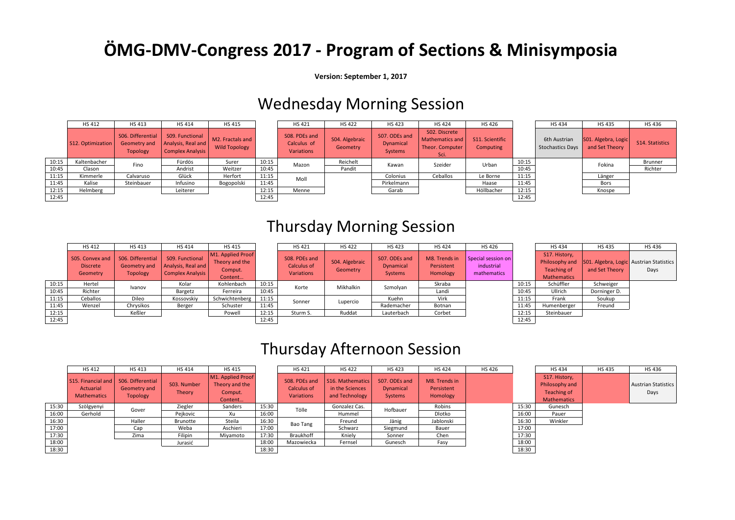# ÖMG-DMV-Congress 2017 - Program of Sections & Minisymposia

**Version: September 1, 2017**

## Wednesday Morning Session

| | HS 412 | HS 413 | HS 414 | HS 415 | | HS 421 | HS 422 | HS 423 | HS 424 | HS 426 | | HS 434 | HS 435 | HS 436 |
|---|---|---|---|---|---|---|---|---|---|---|---|---|---|---|
| | S12. Optimization | S06. Differential Geometry and Topology | S09. Functional Analysis, Real and Complex Analysis | M2. Fractals and Wild Topology | | S08. PDEs and Calculus of Variations | S04. Algebraic Geometry | S07. ODEs and Dynamical Systems | S02. Discrete Mathematics and Theor. Computer Sci. | S11. Scientific Computing | | 6th Austrian Stochastics Days | S01. Algebra, Logic and Set Theory | S14. Statistics |
| 10:15 | Kaltenbacher | Fino | Fürdös | Surer | 10:15 | Mazon | Reichelt | Kawan | Szeider | Urban | 10:15 | | Fokina | Brunner |
| 10:45 | Clason | | Andrist | Weitzer | 10:45 | | Pandit | | | | 10:45 | | | Richter |
| 11:15 | Kimmerle | Calvaruso | Glück | Herfort | 11:15 | Moll | | Colonius | Ceballos | Le Borne | 11:15 | | Länger | |
| 11:45 | Kalise | Steinbauer | Infusino | Bogopolski | 11:45 | | | Pirkelmann | | Haase | 11:45 | | Bors | |
| 12:15 | Helmberg | | Leiterer | | 12:15 | Menne | | Garab | | Höllbacher | 12:15 | | Knospe | |
| 12:45 | | | | | 12:45 | | | | | | 12:45 | | | |

## Thursday Morning Session

| | HS 412 | HS 413 | HS 414 | HS 415 | | HS 421 | HS 422 | HS 423 | HS 424 | HS 426 | | HS 434 | HS 435 | HS 436 |
|---|---|---|---|---|---|---|---|---|---|---|---|---|---|---|
| | S05. Convex and Discrete Geometry | S06. Differential Geometry and Topology | S09. Functional Analysis, Real and Complex Analysis | M1. Applied Proof Theory and the Comput. Content... | | S08. PDEs and Calculus of Variations | S04. Algebraic Geometry | S07. ODEs and Dynamical Systems | M8. Trends in Persistent Homology | Special session on industrial mathematics | | S17. History, Philosophy and Teaching of Mathematics | S01. Algebra, Logic and Set Theory | Austrian Statistics Days |
| 10:15 | Hertel | Ivanov | Kolar | Kohlenbach | 10:15 | Korte | Mikhalkin | Szmolyan | Skraba | | 10:15 | Schüffler | Schweiger | |
| 10:45 | Richter | | Bargetz | Ferreira | 10:45 | | | | Landi | | 10:45 | Ullrich | Dorninger D. | |
| 11:15 | Ceballos | Dileo | Kossovskiy | Schwichtenberg | 11:15 | Sonner | Lupercio | Kuehn | Virk | | 11:15 | Frank | Soukup | |
| 11:45 | Wenzel | Chrysikos | Berger | Schuster | 11:45 | | | Rademacher | Botnan | | 11:45 | Humenberger | Freund | |
| 12:15 | | Keßler | | Powell | 12:15 | Sturm S. | Ruddat | Lauterbach | Corbet | | 12:15 | Steinbauer | | |
| 12:45 | | | | | 12:45 | | | | | | 12:45 | | | |

## Thursday Afternoon Session

| | HS 412 | HS 413 | HS 414 | HS 415 | | HS 421 | HS 422 | HS 423 | HS 424 | HS 426 | | HS 434 | HS 435 | HS 436 |
|---|---|---|---|---|---|---|---|---|---|---|---|---|---|---|
| | S15. Financial and Actuarial Mathematics | S06. Differential Geometry and Topology | S03. Number Theory | M1. Applied Proof Theory and the Comput. Content... | | S08. PDEs and Calculus of Variations | S16. Mathematics in the Sciences and Technology | S07. ODEs and Dynamical Systems | M8. Trends in Persistent Homology | | | S17. History, Philosophy and Teaching of Mathematics | | Austrian Statistics Days |
| 15:30 | Szölgyenyi | Gover | Ziegler | Sanders | 15:30 | Tölle | Gonzalez Cas. | Hofbauer | Robins | | 15:30 | Gunesch | | |
| 16:00 | Gerhold | | Pejkovic | Xu | 16:00 | | Hummel | | Dlotko | | 16:00 | Pauer | | |
| 16:30 | | Haller | Brunotte | Steila | 16:30 | Bao Tang | Freund | Jänig | Jablonski | | 16:30 | Winkler | | |
| 17:00 | | Cap | Weba | Aschieri | 17:00 | | Schwarz | Siegmund | Bauer | | 17:00 | | | |
| 17:30 | | Zima | Filipin | Miyamoto | 17:30 | Braukhoff | Kniely | Sonner | Chen | | 17:30 | | | |
| 18:00 | | | Jurasić | | 18:00 | Mazowiecka | Fernsel | Gunesch | Fasy | | 18:00 | | | |
| 18:30 | | | | | 18:30 | | | | | | 18:30 | | | |